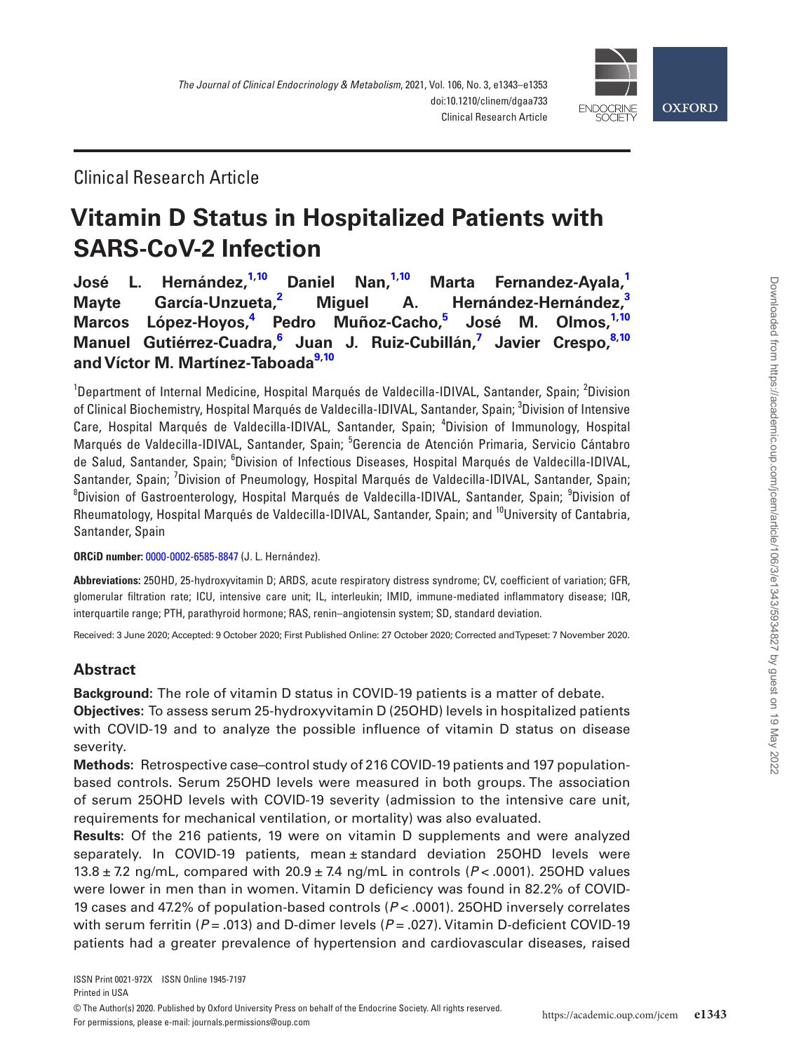Clinical Research Article

# Vitamin D Status in Hospitalized Patients with SARS-CoV-2 Infection

**José L. Hernández,[1,10] Daniel Nan,[1,10] Marta Fernandez-Ayala,[1] Mayte García-Unzueta,[2] Miguel A. Hernández-Hernández,[3] Marcos López-Hoyos,[4] Pedro Muñoz-Cacho,[5] José M. Olmos,[1,10] Manuel Gutiérrez-Cuadra,[6] Juan J. Ruiz-Cubillán,[7] Javier Crespo,[8,10] and Víctor M. Martínez-Taboada[9,10]**

[1]Department of Internal Medicine, Hospital Marqués de Valdecilla-IDIVAL, Santander, Spain; [2]Division of Clinical Biochemistry, Hospital Marqués de Valdecilla-IDIVAL, Santander, Spain; [3]Division of Intensive Care, Hospital Marqués de Valdecilla-IDIVAL, Santander, Spain; [4]Division of Immunology, Hospital Marqués de Valdecilla-IDIVAL, Santander, Spain; [5]Gerencia de Atención Primaria, Servicio Cántabro de Salud, Santander, Spain; [6]Division of Infectious Diseases, Hospital Marqués de Valdecilla-IDIVAL, Santander, Spain; [7]Division of Pneumology, Hospital Marqués de Valdecilla-IDIVAL, Santander, Spain; [8]Division of Gastroenterology, Hospital Marqués de Valdecilla-IDIVAL, Santander, Spain; [9]Division of Rheumatology, Hospital Marqués de Valdecilla-IDIVAL, Santander, Spain; and [10]University of Cantabria, Santander, Spain

**ORCiD number:** 0000-0002-6585-8847 (J. L. Hernández).

**Abbreviations:** 25OHD, 25-hydroxyvitamin D; ARDS, acute respiratory distress syndrome; CV, coefficient of variation; GFR, glomerular filtration rate; ICU, intensive care unit; IL, interleukin; IMID, immune-mediated inflammatory disease; IQR, interquartile range; PTH, parathyroid hormone; RAS, renin–angiotensin system; SD, standard deviation.

Received: 3 June 2020; Accepted: 9 October 2020; First Published Online: 27 October 2020; Corrected and Typeset: 7 November 2020.

## Abstract

**Background:** The role of vitamin D status in COVID-19 patients is a matter of debate.

**Objectives:** To assess serum 25-hydroxyvitamin D (25OHD) levels in hospitalized patients with COVID-19 and to analyze the possible influence of vitamin D status on disease severity.

**Methods:** Retrospective case–control study of 216 COVID-19 patients and 197 population-based controls. Serum 25OHD levels were measured in both groups. The association of serum 25OHD levels with COVID-19 severity (admission to the intensive care unit, requirements for mechanical ventilation, or mortality) was also evaluated.

**Results:** Of the 216 patients, 19 were on vitamin D supplements and were analyzed separately. In COVID-19 patients, mean ± standard deviation 25OHD levels were 13.8 ± 7.2 ng/mL, compared with 20.9 ± 7.4 ng/mL in controls ($P < .0001$). 25OHD values were lower in men than in women. Vitamin D deficiency was found in 82.2% of COVID-19 cases and 47.2% of population-based controls ($P < .0001$). 25OHD inversely correlates with serum ferritin ($P = .013$) and D-dimer levels ($P = .027$). Vitamin D-deficient COVID-19 patients had a greater prevalence of hypertension and cardiovascular diseases, raised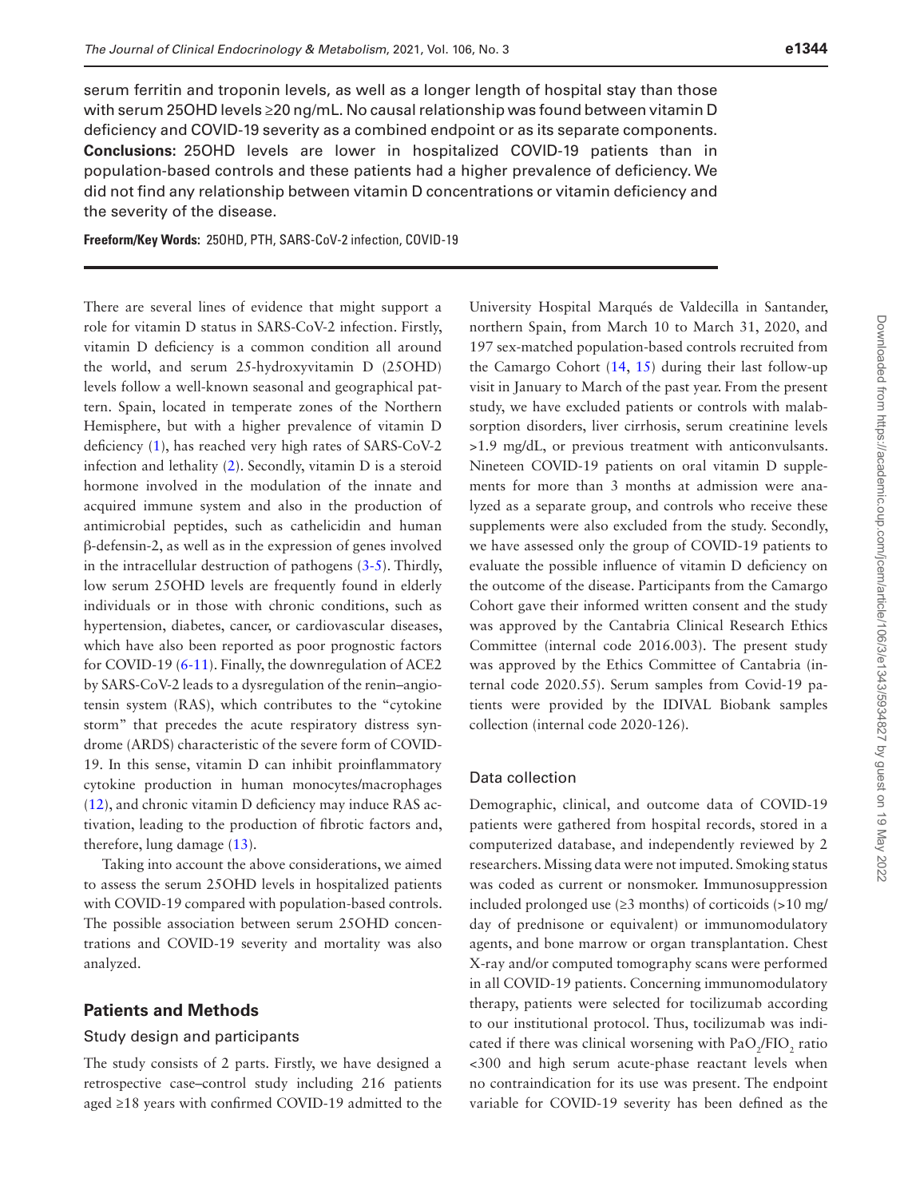serum ferritin and troponin levels, as well as a longer length of hospital stay than those with serum 25OHD levels ≥20 ng/mL. No causal relationship was found between vitamin D deficiency and COVID-19 severity as a combined endpoint or as its separate components. **Conclusions**: 25OHD levels are lower in hospitalized COVID-19 patients than in population-based controls and these patients had a higher prevalence of deficiency. We did not find any relationship between vitamin D concentrations or vitamin deficiency and the severity of the disease.

**Freeform/Key Words:** 25OHD, PTH, SARS-CoV-2 infection, COVID-19

There are several lines of evidence that might support a role for vitamin D status in SARS-CoV-2 infection. Firstly, vitamin D deficiency is a common condition all around the world, and serum 25-hydroxyvitamin D (25OHD) levels follow a well-known seasonal and geographical pattern. Spain, located in temperate zones of the Northern Hemisphere, but with a higher prevalence of vitamin D deficiency (1), has reached very high rates of SARS-CoV-2 infection and lethality (2). Secondly, vitamin D is a steroid hormone involved in the modulation of the innate and acquired immune system and also in the production of antimicrobial peptides, such as cathelicidin and human β-defensin-2, as well as in the expression of genes involved in the intracellular destruction of pathogens (3-5). Thirdly, low serum 25OHD levels are frequently found in elderly individuals or in those with chronic conditions, such as hypertension, diabetes, cancer, or cardiovascular diseases, which have also been reported as poor prognostic factors for COVID-19 (6-11). Finally, the downregulation of ACE2 by SARS-CoV-2 leads to a dysregulation of the renin–angiotensin system (RAS), which contributes to the "cytokine storm" that precedes the acute respiratory distress syndrome (ARDS) characteristic of the severe form of COVID-19. In this sense, vitamin D can inhibit proinflammatory cytokine production in human monocytes/macrophages (12), and chronic vitamin D deficiency may induce RAS activation, leading to the production of fibrotic factors and, therefore, lung damage (13).

Taking into account the above considerations, we aimed to assess the serum 25OHD levels in hospitalized patients with COVID-19 compared with population-based controls. The possible association between serum 25OHD concentrations and COVID-19 severity and mortality was also analyzed.

## Patients and Methods

### Study design and participants

The study consists of 2 parts. Firstly, we have designed a retrospective case–control study including 216 patients aged ≥18 years with confirmed COVID-19 admitted to the University Hospital Marqués de Valdecilla in Santander, northern Spain, from March 10 to March 31, 2020, and 197 sex-matched population-based controls recruited from the Camargo Cohort (14, 15) during their last follow-up visit in January to March of the past year. From the present study, we have excluded patients or controls with malabsorption disorders, liver cirrhosis, serum creatinine levels >1.9 mg/dL, or previous treatment with anticonvulsants. Nineteen COVID-19 patients on oral vitamin D supplements for more than 3 months at admission were analyzed as a separate group, and controls who receive these supplements were also excluded from the study. Secondly, we have assessed only the group of COVID-19 patients to evaluate the possible influence of vitamin D deficiency on the outcome of the disease. Participants from the Camargo Cohort gave their informed written consent and the study was approved by the Cantabria Clinical Research Ethics Committee (internal code 2016.003). The present study was approved by the Ethics Committee of Cantabria (internal code 2020.55). Serum samples from Covid-19 patients were provided by the IDIVAL Biobank samples collection (internal code 2020-126).

### Data collection

Demographic, clinical, and outcome data of COVID-19 patients were gathered from hospital records, stored in a computerized database, and independently reviewed by 2 researchers. Missing data were not imputed. Smoking status was coded as current or nonsmoker. Immunosuppression included prolonged use (≥3 months) of corticoids (>10 mg/day of prednisone or equivalent) or immunomodulatory agents, and bone marrow or organ transplantation. Chest X-ray and/or computed tomography scans were performed in all COVID-19 patients. Concerning immunomodulatory therapy, patients were selected for tocilizumab according to our institutional protocol. Thus, tocilizumab was indicated if there was clinical worsening with $PaO_2/FIO_2$ ratio <300 and high serum acute-phase reactant levels when no contraindication for its use was present. The endpoint variable for COVID-19 severity has been defined as the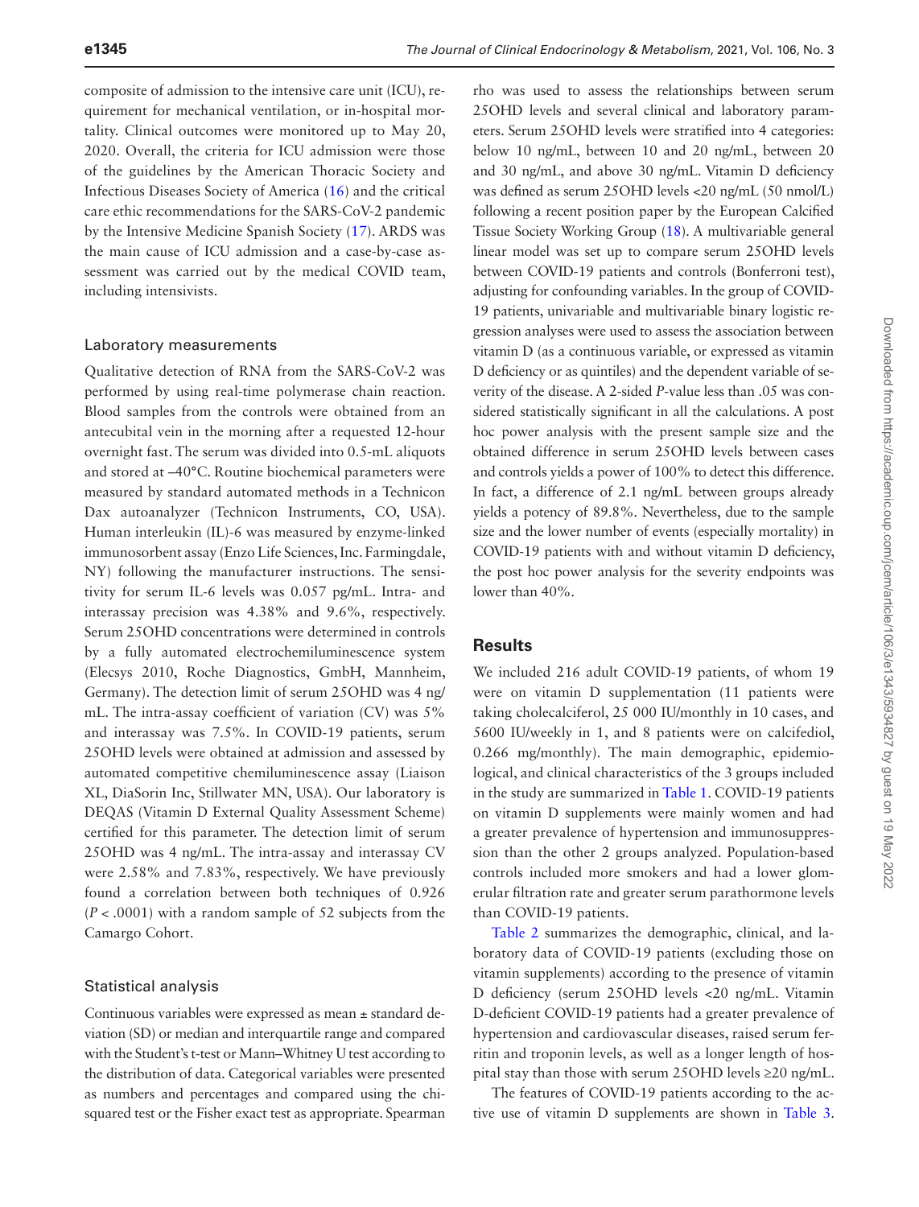composite of admission to the intensive care unit (ICU), requirement for mechanical ventilation, or in-hospital mortality. Clinical outcomes were monitored up to May 20, 2020. Overall, the criteria for ICU admission were those of the guidelines by the American Thoracic Society and Infectious Diseases Society of America (16) and the critical care ethic recommendations for the SARS-CoV-2 pandemic by the Intensive Medicine Spanish Society (17). ARDS was the main cause of ICU admission and a case-by-case assessment was carried out by the medical COVID team, including intensivists.

### Laboratory measurements

Qualitative detection of RNA from the SARS-CoV-2 was performed by using real-time polymerase chain reaction. Blood samples from the controls were obtained from an antecubital vein in the morning after a requested 12-hour overnight fast. The serum was divided into 0.5-mL aliquots and stored at −40°C. Routine biochemical parameters were measured by standard automated methods in a Technicon Dax autoanalyzer (Technicon Instruments, CO, USA). Human interleukin (IL)-6 was measured by enzyme-linked immunosorbent assay (Enzo Life Sciences, Inc. Farmingdale, NY) following the manufacturer instructions. The sensitivity for serum IL-6 levels was 0.057 pg/mL. Intra- and interassay precision was 4.38% and 9.6%, respectively. Serum 25OHD concentrations were determined in controls by a fully automated electrochemiluminescence system (Elecsys 2010, Roche Diagnostics, GmbH, Mannheim, Germany). The detection limit of serum 25OHD was 4 ng/mL. The intra-assay coefficient of variation (CV) was 5% and interassay was 7.5%. In COVID-19 patients, serum 25OHD levels were obtained at admission and assessed by automated competitive chemiluminescence assay (Liaison XL, DiaSorin Inc, Stillwater MN, USA). Our laboratory is DEQAS (Vitamin D External Quality Assessment Scheme) certified for this parameter. The detection limit of serum 25OHD was 4 ng/mL. The intra-assay and interassay CV were 2.58% and 7.83%, respectively. We have previously found a correlation between both techniques of 0.926 ($P < .0001$) with a random sample of 52 subjects from the Camargo Cohort.

### Statistical analysis

Continuous variables were expressed as mean ± standard deviation (SD) or median and interquartile range and compared with the Student's t-test or Mann–Whitney U test according to the distribution of data. Categorical variables were presented as numbers and percentages and compared using the chi-squared test or the Fisher exact test as appropriate. Spearman rho was used to assess the relationships between serum 25OHD levels and several clinical and laboratory parameters. Serum 25OHD levels were stratified into 4 categories: below 10 ng/mL, between 10 and 20 ng/mL, between 20 and 30 ng/mL, and above 30 ng/mL. Vitamin D deficiency was defined as serum 25OHD levels <20 ng/mL (50 nmol/L) following a recent position paper by the European Calcified Tissue Society Working Group (18). A multivariable general linear model was set up to compare serum 25OHD levels between COVID-19 patients and controls (Bonferroni test), adjusting for confounding variables. In the group of COVID-19 patients, univariable and multivariable binary logistic regression analyses were used to assess the association between vitamin D (as a continuous variable, or expressed as vitamin D deficiency or as quintiles) and the dependent variable of severity of the disease. A 2-sided *P*-value less than .05 was considered statistically significant in all the calculations. A post hoc power analysis with the present sample size and the obtained difference in serum 25OHD levels between cases and controls yields a power of 100% to detect this difference. In fact, a difference of 2.1 ng/mL between groups already yields a potency of 89.8%. Nevertheless, due to the sample size and the lower number of events (especially mortality) in COVID-19 patients with and without vitamin D deficiency, the post hoc power analysis for the severity endpoints was lower than 40%.

## Results

We included 216 adult COVID-19 patients, of whom 19 were on vitamin D supplementation (11 patients were taking cholecalciferol, 25 000 IU/monthly in 10 cases, and 5600 IU/weekly in 1, and 8 patients were on calcifediol, 0.266 mg/monthly). The main demographic, epidemiological, and clinical characteristics of the 3 groups included in the study are summarized in Table 1. COVID-19 patients on vitamin D supplements were mainly women and had a greater prevalence of hypertension and immunosuppression than the other 2 groups analyzed. Population-based controls included more smokers and had a lower glomerular filtration rate and greater serum parathormone levels than COVID-19 patients.

Table 2 summarizes the demographic, clinical, and laboratory data of COVID-19 patients (excluding those on vitamin supplements) according to the presence of vitamin D deficiency (serum 25OHD levels <20 ng/mL. Vitamin D-deficient COVID-19 patients had a greater prevalence of hypertension and cardiovascular diseases, raised serum ferritin and troponin levels, as well as a longer length of hospital stay than those with serum 25OHD levels ≥20 ng/mL.

The features of COVID-19 patients according to the active use of vitamin D supplements are shown in Table 3.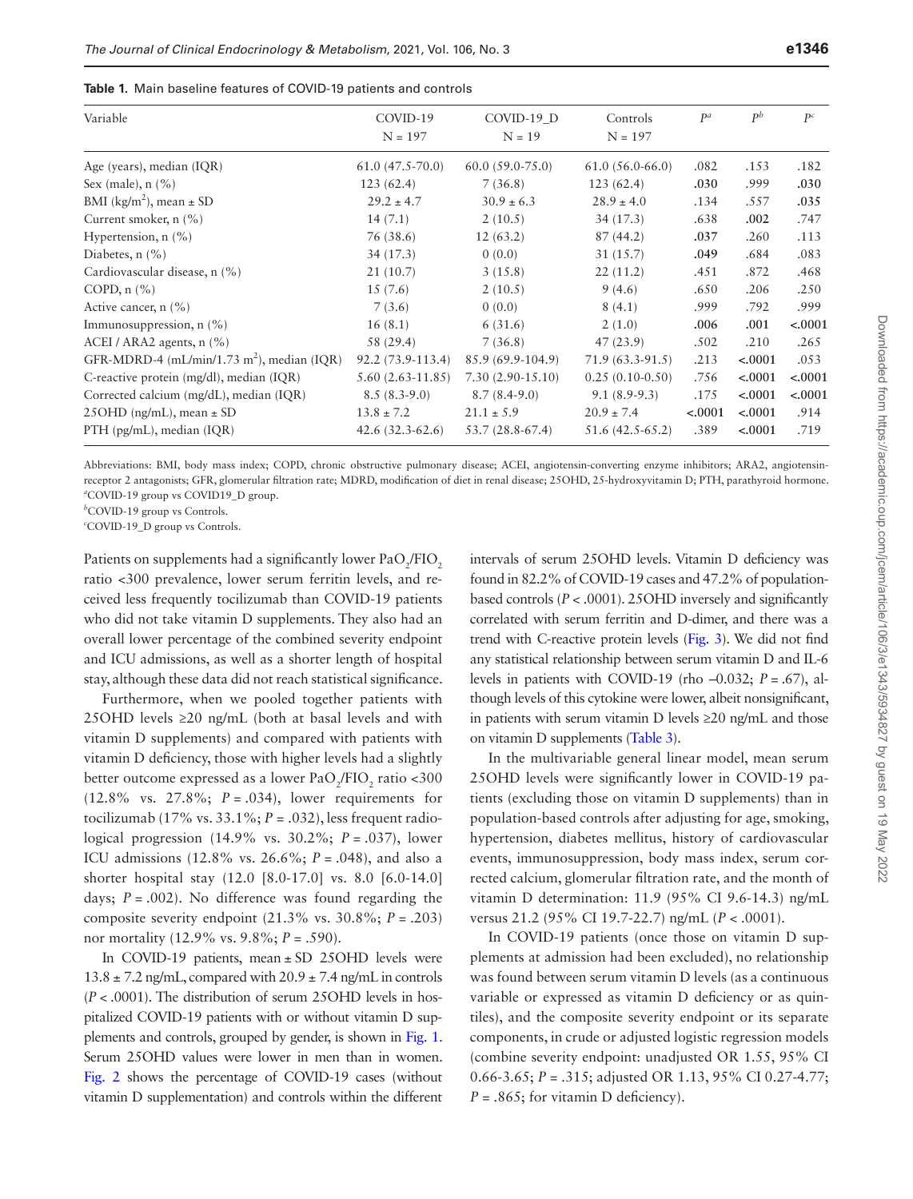**Table 1.** Main baseline features of COVID-19 patients and controls

| Variable | COVID-19 N = 197 | COVID-19_D N = 19 | Controls N = 197 | $P^a$ | $P^b$ | $P^c$ |
|---|---|---|---|---|---|---|
| Age (years), median (IQR) | 61.0 (47.5-70.0) | 60.0 (59.0-75.0) | 61.0 (56.0-66.0) | .082 | .153 | .182 |
| Sex (male), n (%) | 123 (62.4) | 7 (36.8) | 123 (62.4) | **.030** | .999 | **.030** |
| BMI (kg/m$^2$), mean ± SD | 29.2 ± 4.7 | 30.9 ± 6.3 | 28.9 ± 4.0 | .134 | .557 | **.035** |
| Current smoker, n (%) | 14 (7.1) | 2 (10.5) | 34 (17.3) | .638 | **.002** | .747 |
| Hypertension, n (%) | 76 (38.6) | 12 (63.2) | 87 (44.2) | **.037** | .260 | .113 |
| Diabetes, n (%) | 34 (17.3) | 0 (0.0) | 31 (15.7) | **.049** | .684 | .083 |
| Cardiovascular disease, n (%) | 21 (10.7) | 3 (15.8) | 22 (11.2) | .451 | .872 | .468 |
| COPD, n (%) | 15 (7.6) | 2 (10.5) | 9 (4.6) | .650 | .206 | .250 |
| Active cancer, n (%) | 7 (3.6) | 0 (0.0) | 8 (4.1) | .999 | .792 | .999 |
| Immunosuppression, n (%) | 16 (8.1) | 6 (31.6) | 2 (1.0) | **.006** | **.001** | **<.0001** |
| ACEI / ARA2 agents, n (%) | 58 (29.4) | 7 (36.8) | 47 (23.9) | .502 | .210 | .265 |
| GFR-MDRD-4 (mL/min/1.73 m$^2$), median (IQR) | 92.2 (73.9-113.4) | 85.9 (69.9-104.9) | 71.9 (63.3-91.5) | .213 | **<.0001** | .053 |
| C-reactive protein (mg/dl), median (IQR) | 5.60 (2.63-11.85) | 7.30 (2.90-15.10) | 0.25 (0.10-0.50) | .756 | **<.0001** | **<.0001** |
| Corrected calcium (mg/dL), median (IQR) | 8.5 (8.3-9.0) | 8.7 (8.4-9.0) | 9.1 (8.9-9.3) | .175 | **<.0001** | **<.0001** |
| 25OHD (ng/mL), mean ± SD | 13.8 ± 7.2 | 21.1 ± 5.9 | 20.9 ± 7.4 | **<.0001** | **<.0001** | .914 |
| PTH (pg/mL), median (IQR) | 42.6 (32.3-62.6) | 53.7 (28.8-67.4) | 51.6 (42.5-65.2) | .389 | **<.0001** | .719 |

Abbreviations: BMI, body mass index; COPD, chronic obstructive pulmonary disease; ACEI, angiotensin-converting enzyme inhibitors; ARA2, angiotensin-receptor 2 antagonists; GFR, glomerular filtration rate; MDRD, modification of diet in renal disease; 25OHD, 25-hydroxyvitamin D; PTH, parathyroid hormone.
[a]COVID-19 group vs COVID19_D group.
[b]COVID-19 group vs Controls.
[c]COVID-19_D group vs Controls.

Patients on supplements had a significantly lower $PaO_2/FIO_2$ ratio <300 prevalence, lower serum ferritin levels, and received less frequently tocilizumab than COVID-19 patients who did not take vitamin D supplements. They also had an overall lower percentage of the combined severity endpoint and ICU admissions, as well as a shorter length of hospital stay, although these data did not reach statistical significance.

Furthermore, when we pooled together patients with 25OHD levels ≥20 ng/mL (both at basal levels and with vitamin D supplements) and compared with patients with vitamin D deficiency, those with higher levels had a slightly better outcome expressed as a lower $PaO_2/FIO_2$ ratio <300 (12.8% vs. 27.8%; $P = .034$), lower requirements for tocilizumab (17% vs. 33.1%; $P = .032$), less frequent radiological progression (14.9% vs. 30.2%; $P = .037$), lower ICU admissions (12.8% vs. 26.6%; $P = .048$), and also a shorter hospital stay (12.0 [8.0-17.0] vs. 8.0 [6.0-14.0] days; $P = .002$). No difference was found regarding the composite severity endpoint (21.3% vs. 30.8%; $P = .203$) nor mortality (12.9% vs. 9.8%; $P = .590$).

In COVID-19 patients, mean ± SD 25OHD levels were 13.8 ± 7.2 ng/mL, compared with 20.9 ± 7.4 ng/mL in controls ($P < .0001$). The distribution of serum 25OHD levels in hospitalized COVID-19 patients with or without vitamin D supplements and controls, grouped by gender, is shown in Fig. 1. Serum 25OHD values were lower in men than in women. Fig. 2 shows the percentage of COVID-19 cases (without vitamin D supplementation) and controls within the different intervals of serum 25OHD levels. Vitamin D deficiency was found in 82.2% of COVID-19 cases and 47.2% of population-based controls ($P < .0001$). 25OHD inversely and significantly correlated with serum ferritin and D-dimer, and there was a trend with C-reactive protein levels (Fig. 3). We did not find any statistical relationship between serum vitamin D and IL-6 levels in patients with COVID-19 (rho –0.032; $P = .67$), although levels of this cytokine were lower, albeit nonsignificant, in patients with serum vitamin D levels ≥20 ng/mL and those on vitamin D supplements (Table 3).

In the multivariable general linear model, mean serum 25OHD levels were significantly lower in COVID-19 patients (excluding those on vitamin D supplements) than in population-based controls after adjusting for age, smoking, hypertension, diabetes mellitus, history of cardiovascular events, immunosuppression, body mass index, serum corrected calcium, glomerular filtration rate, and the month of vitamin D determination: 11.9 (95% CI 9.6-14.3) ng/mL versus 21.2 (95% CI 19.7-22.7) ng/mL ($P < .0001$).

In COVID-19 patients (once those on vitamin D supplements at admission had been excluded), no relationship was found between serum vitamin D levels (as a continuous variable or expressed as vitamin D deficiency or as quintiles), and the composite severity endpoint or its separate components, in crude or adjusted logistic regression models (combine severity endpoint: unadjusted OR 1.55, 95% CI 0.66-3.65; $P = .315$; adjusted OR 1.13, 95% CI 0.27-4.77; $P = .865$; for vitamin D deficiency).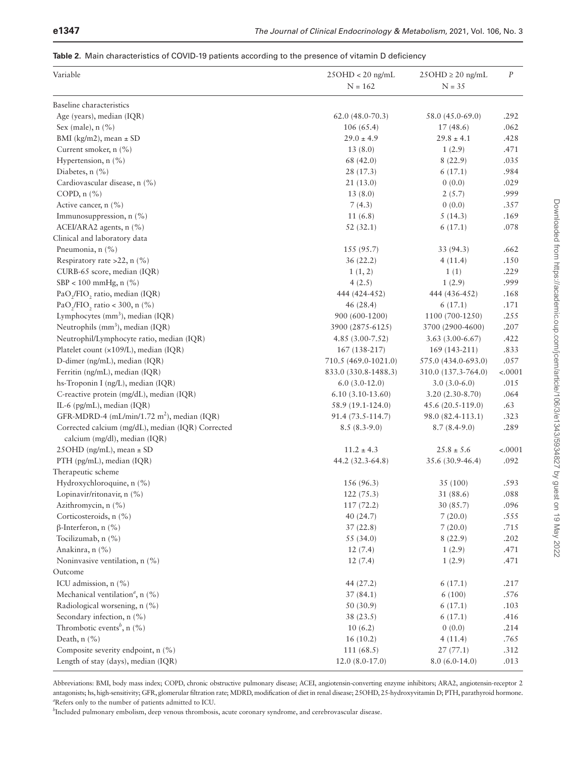**Table 2.** Main characteristics of COVID-19 patients according to the presence of vitamin D deficiency

| Variable | 25OHD < 20 ng/mL N = 162 | 25OHD ≥ 20 ng/mL N = 35 | *P* |
|---|---|---|---|
| Baseline characteristics | | | |
| Age (years), median (IQR) | 62.0 (48.0-70.3) | 58.0 (45.0-69.0) | .292 |
| Sex (male), n (%) | 106 (65.4) | 17 (48.6) | .062 |
| BMI (kg/m2), mean ± SD | 29.0 ± 4.9 | 29.8 ± 4.1 | .428 |
| Current smoker, n (%) | 13 (8.0) | 1 (2.9) | .471 |
| Hypertension, n (%) | 68 (42.0) | 8 (22.9) | .035 |
| Diabetes, n (%) | 28 (17.3) | 6 (17.1) | .984 |
| Cardiovascular disease, n (%) | 21 (13.0) | 0 (0.0) | .029 |
| COPD, n (%) | 13 (8.0) | 2 (5.7) | .999 |
| Active cancer, n (%) | 7 (4.3) | 0 (0.0) | .357 |
| Immunosuppression, n (%) | 11 (6.8) | 5 (14.3) | .169 |
| ACEI/ARA2 agents, n (%) | 52 (32.1) | 6 (17.1) | .078 |
| Clinical and laboratory data | | | |
| Pneumonia, n (%) | 155 (95.7) | 33 (94.3) | .662 |
| Respiratory rate >22, n (%) | 36 (22.2) | 4 (11.4) | .150 |
| CURB-65 score, median (IQR) | 1 (1, 2) | 1 (1) | .229 |
| SBP < 100 mmHg, n (%) | 4 (2.5) | 1 (2.9) | .999 |
| $PaO_2/FIO_2$ ratio, median (IQR) | 444 (424-452) | 444 (436-452) | .168 |
| $PaO_2/FIO_2$ ratio < 300, n (%) | 46 (28.4) | 6 (17.1) | .171 |
| Lymphocytes ($mm^3$), median (IQR) | 900 (600-1200) | 1100 (700-1250) | .255 |
| Neutrophils ($mm^3$), median (IQR) | 3900 (2875-6125) | 3700 (2900-4600) | .207 |
| Neutrophil/Lymphocyte ratio, median (IQR) | 4.85 (3.00-7.52) | 3.63 (3.00-6.67) | .422 |
| Platelet count (×109/L), median (IQR) | 167 (138-217) | 169 (143-211) | .833 |
| D-dimer (ng/mL), median (IQR) | 710.5 (469.0-1021.0) | 575.0 (434.0-693.0) | .057 |
| Ferritin (ng/mL), median (IQR) | 833.0 (330.8-1488.3) | 310.0 (137.3-764.0) | <.0001 |
| hs-Troponin I (ng/L), median (IQR) | 6.0 (3.0-12.0) | 3.0 (3.0-6.0) | .015 |
| C-reactive protein (mg/dL), median (IQR) | 6.10 (3.10-13.60) | 3.20 (2.30-8.70) | .064 |
| IL-6 (pg/mL), median (IQR) | 58.9 (19.1-124.0) | 45.6 (20.5-119.0) | .63 |
| GFR-MDRD-4 (mL/min/1.72 $m^2$), median (IQR) | 91.4 (73.5-114.7) | 98.0 (82.4-113.1) | .323 |
| Corrected calcium (mg/dL), median (IQR) Corrected calcium (mg/dl), median (IQR) | 8.5 (8.3-9.0) | 8.7 (8.4-9.0) | .289 |
| 25OHD (ng/mL), mean ± SD | 11.2 ± 4.3 | 25.8 ± 5.6 | <.0001 |
| PTH (pg/mL), median (IQR) | 44.2 (32.3-64.8) | 35.6 (30.9-46.4) | .092 |
| Therapeutic scheme | | | |
| Hydroxychloroquine, n (%) | 156 (96.3) | 35 (100) | .593 |
| Lopinavir/ritonavir, n (%) | 122 (75.3) | 31 (88.6) | .088 |
| Azithromycin, n (%) | 117 (72.2) | 30 (85.7) | .096 |
| Corticosteroids, n (%) | 40 (24.7) | 7 (20.0) | .555 |
| β-Interferon, n (%) | 37 (22.8) | 7 (20.0) | .715 |
| Tocilizumab, n (%) | 55 (34.0) | 8 (22.9) | .202 |
| Anakinra, n (%) | 12 (7.4) | 1 (2.9) | .471 |
| Noninvasive ventilation, n (%) | 12 (7.4) | 1 (2.9) | .471 |
| Outcome | | | |
| ICU admission, n (%) | 44 (27.2) | 6 (17.1) | .217 |
| Mechanical ventilation[a], n (%) | 37 (84.1) | 6 (100) | .576 |
| Radiological worsening, n (%) | 50 (30.9) | 6 (17.1) | .103 |
| Secondary infection, n (%) | 38 (23.5) | 6 (17.1) | .416 |
| Thrombotic events[b], n (%) | 10 (6.2) | 0 (0.0) | .214 |
| Death, n (%) | 16 (10.2) | 4 (11.4) | .765 |
| Composite severity endpoint, n (%) | 111 (68.5) | 27 (77.1) | .312 |
| Length of stay (days), median (IQR) | 12.0 (8.0-17.0) | 8.0 (6.0-14.0) | .013 |

Abbreviations: BMI, body mass index; COPD, chronic obstructive pulmonary disease; ACEI, angiotensin-converting enzyme inhibitors; ARA2, angiotensin-receptor 2 antagonists; hs, high-sensitivity; GFR, glomerular filtration rate; MDRD, modification of diet in renal disease; 25OHD, 25-hydroxyvitamin D; PTH, parathyroid hormone.
[a]Refers only to the number of patients admitted to ICU.
[b]Included pulmonary embolism, deep venous thrombosis, acute coronary syndrome, and cerebrovascular disease.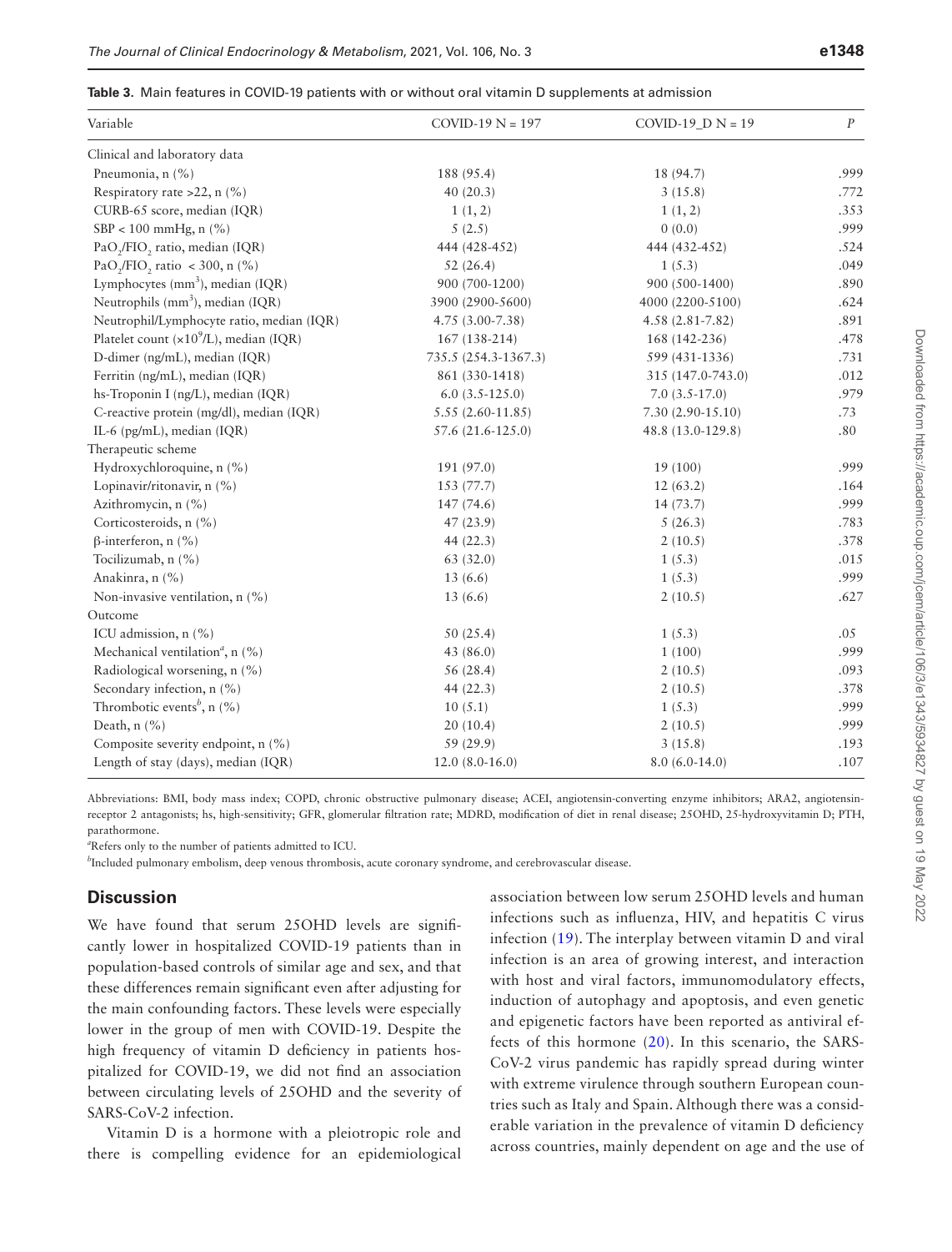**Table 3.** Main features in COVID-19 patients with or without oral vitamin D supplements at admission

| Variable | COVID-19 N = 197 | COVID-19_D N = 19 | *P* |
|---|---|---|---|
| Clinical and laboratory data | | | |
| Pneumonia, n (%) | 188 (95.4) | 18 (94.7) | .999 |
| Respiratory rate >22, n (%) | 40 (20.3) | 3 (15.8) | .772 |
| CURB-65 score, median (IQR) | 1 (1, 2) | 1 (1, 2) | .353 |
| SBP < 100 mmHg, n (%) | 5 (2.5) | 0 (0.0) | .999 |
| $PaO_2/FIO_2$ ratio, median (IQR) | 444 (428-452) | 444 (432-452) | .524 |
| $PaO_2/FIO_2$ ratio < 300, n (%) | 52 (26.4) | 1 (5.3) | .049 |
| Lymphocytes ($mm^3$), median (IQR) | 900 (700-1200) | 900 (500-1400) | .890 |
| Neutrophils ($mm^3$), median (IQR) | 3900 (2900-5600) | 4000 (2200-5100) | .624 |
| Neutrophil/Lymphocyte ratio, median (IQR) | 4.75 (3.00-7.38) | 4.58 (2.81-7.82) | .891 |
| Platelet count ($\times 10^9$/L), median (IQR) | 167 (138-214) | 168 (142-236) | .478 |
| D-dimer (ng/mL), median (IQR) | 735.5 (254.3-1367.3) | 599 (431-1336) | .731 |
| Ferritin (ng/mL), median (IQR) | 861 (330-1418) | 315 (147.0-743.0) | .012 |
| hs-Troponin I (ng/L), median (IQR) | 6.0 (3.5-125.0) | 7.0 (3.5-17.0) | .979 |
| C-reactive protein (mg/dl), median (IQR) | 5.55 (2.60-11.85) | 7.30 (2.90-15.10) | .73 |
| IL-6 (pg/mL), median (IQR) | 57.6 (21.6-125.0) | 48.8 (13.0-129.8) | .80 |
| Therapeutic scheme | | | |
| Hydroxychloroquine, n (%) | 191 (97.0) | 19 (100) | .999 |
| Lopinavir/ritonavir, n (%) | 153 (77.7) | 12 (63.2) | .164 |
| Azithromycin, n (%) | 147 (74.6) | 14 (73.7) | .999 |
| Corticosteroids, n (%) | 47 (23.9) | 5 (26.3) | .783 |
| β-interferon, n (%) | 44 (22.3) | 2 (10.5) | .378 |
| Tocilizumab, n (%) | 63 (32.0) | 1 (5.3) | .015 |
| Anakinra, n (%) | 13 (6.6) | 1 (5.3) | .999 |
| Non-invasive ventilation, n (%) | 13 (6.6) | 2 (10.5) | .627 |
| Outcome | | | |
| ICU admission, n (%) | 50 (25.4) | 1 (5.3) | .05 |
| Mechanical ventilation[a], n (%) | 43 (86.0) | 1 (100) | .999 |
| Radiological worsening, n (%) | 56 (28.4) | 2 (10.5) | .093 |
| Secondary infection, n (%) | 44 (22.3) | 2 (10.5) | .378 |
| Thrombotic events[b], n (%) | 10 (5.1) | 1 (5.3) | .999 |
| Death, n (%) | 20 (10.4) | 2 (10.5) | .999 |
| Composite severity endpoint, n (%) | 59 (29.9) | 3 (15.8) | .193 |
| Length of stay (days), median (IQR) | 12.0 (8.0-16.0) | 8.0 (6.0-14.0) | .107 |

Abbreviations: BMI, body mass index; COPD, chronic obstructive pulmonary disease; ACEI, angiotensin-converting enzyme inhibitors; ARA2, angiotensin-receptor 2 antagonists; hs, high-sensitivity; GFR, glomerular filtration rate; MDRD, modification of diet in renal disease; 25OHD, 25-hydroxyvitamin D; PTH, parathormone.

[a]Refers only to the number of patients admitted to ICU.

[b]Included pulmonary embolism, deep venous thrombosis, acute coronary syndrome, and cerebrovascular disease.

## Discussion

We have found that serum 25OHD levels are significantly lower in hospitalized COVID-19 patients than in population-based controls of similar age and sex, and that these differences remain significant even after adjusting for the main confounding factors. These levels were especially lower in the group of men with COVID-19. Despite the high frequency of vitamin D deficiency in patients hospitalized for COVID-19, we did not find an association between circulating levels of 25OHD and the severity of SARS-CoV-2 infection.

Vitamin D is a hormone with a pleiotropic role and there is compelling evidence for an epidemiological association between low serum 25OHD levels and human infections such as influenza, HIV, and hepatitis C virus infection (19). The interplay between vitamin D and viral infection is an area of growing interest, and interaction with host and viral factors, immunomodulatory effects, induction of autophagy and apoptosis, and even genetic and epigenetic factors have been reported as antiviral effects of this hormone (20). In this scenario, the SARS-CoV-2 virus pandemic has rapidly spread during winter with extreme virulence through southern European countries such as Italy and Spain. Although there was a considerable variation in the prevalence of vitamin D deficiency across countries, mainly dependent on age and the use of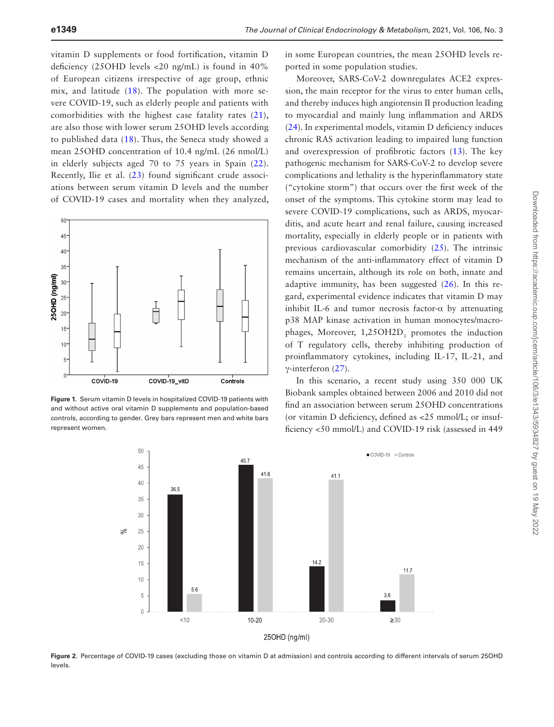vitamin D supplements or food fortification, vitamin D deficiency (25OHD levels <20 ng/mL) is found in 40% of European citizens irrespective of age group, ethnic mix, and latitude (18). The population with more severe COVID-19, such as elderly people and patients with comorbidities with the highest case fatality rates (21), are also those with lower serum 25OHD levels according to published data (18). Thus, the Seneca study showed a mean 25OHD concentration of 10.4 ng/mL (26 nmol/L) in elderly subjects aged 70 to 75 years in Spain (22). Recently, Ilie et al. (23) found significant crude associations between serum vitamin D levels and the number of COVID-19 cases and mortality when they analyzed, in some European countries, the mean 25OHD levels reported in some population studies.

Figure 1. Serum vitamin D levels in hospitalized COVID-19 patients with and without active oral vitamin D supplements and population-based controls, according to gender. Grey bars represent men and white bars represent women.

Moreover, SARS-CoV-2 downregulates ACE2 expression, the main receptor for the virus to enter human cells, and thereby induces high angiotensin II production leading to myocardial and mainly lung inflammation and ARDS (24). In experimental models, vitamin D deficiency induces chronic RAS activation leading to impaired lung function and overexpression of profibrotic factors (13). The key pathogenic mechanism for SARS-CoV-2 to develop severe complications and lethality is the hyperinflammatory state ("cytokine storm") that occurs over the first week of the onset of the symptoms. This cytokine storm may lead to severe COVID-19 complications, such as ARDS, myocarditis, and acute heart and renal failure, causing increased mortality, especially in elderly people or in patients with previous cardiovascular comorbidity (25). The intrinsic mechanism of the anti-inflammatory effect of vitamin D remains uncertain, although its role on both, innate and adaptive immunity, has been suggested (26). In this regard, experimental evidence indicates that vitamin D may inhibit IL-6 and tumor necrosis factor-α by attenuating p38 MAP kinase activation in human monocytes/macrophages, Moreover, 1,25OH2D$_3$ promotes the induction of T regulatory cells, thereby inhibiting production of proinflammatory cytokines, including IL-17, IL-21, and γ-interferon (27).

In this scenario, a recent study using 350 000 UK Biobank samples obtained between 2006 and 2010 did not find an association between serum 25OHD concentrations (or vitamin D deficiency, defined as <25 mmol/L; or insufficiency <50 mmol/L) and COVID-19 risk (assessed in 449

Figure 2. Percentage of COVID-19 cases (excluding those on vitamin D at admission) and controls according to different intervals of serum 25OHD levels.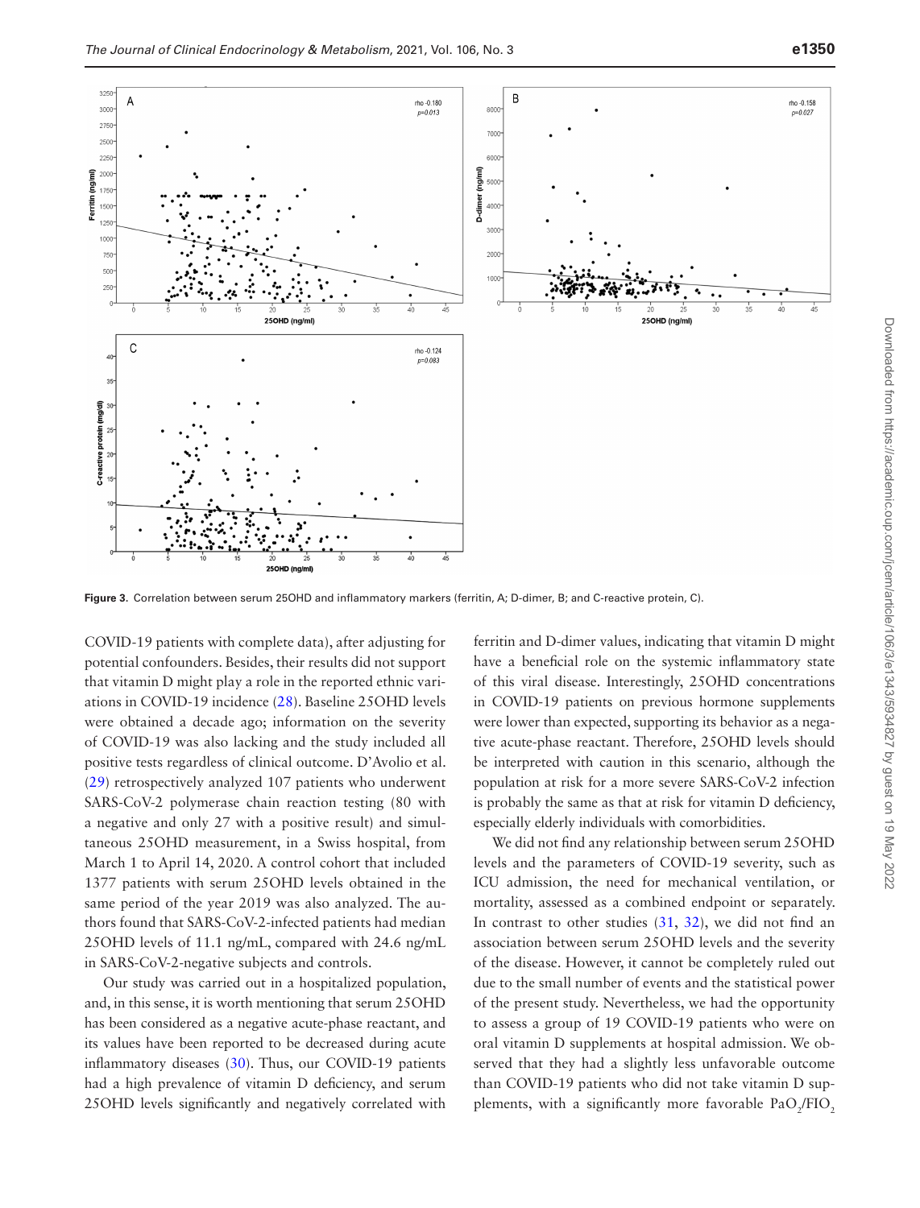Figure 3. Correlation between serum 25OHD and inflammatory markers (ferritin, A; D-dimer, B; and C-reactive protein, C).

COVID-19 patients with complete data), after adjusting for potential confounders. Besides, their results did not support that vitamin D might play a role in the reported ethnic variations in COVID-19 incidence (28). Baseline 25OHD levels were obtained a decade ago; information on the severity of COVID-19 was also lacking and the study included all positive tests regardless of clinical outcome. D'Avolio et al. (29) retrospectively analyzed 107 patients who underwent SARS-CoV-2 polymerase chain reaction testing (80 with a negative and only 27 with a positive result) and simultaneous 25OHD measurement, in a Swiss hospital, from March 1 to April 14, 2020. A control cohort that included 1377 patients with serum 25OHD levels obtained in the same period of the year 2019 was also analyzed. The authors found that SARS-CoV-2-infected patients had median 25OHD levels of 11.1 ng/mL, compared with 24.6 ng/mL in SARS-CoV-2-negative subjects and controls.

Our study was carried out in a hospitalized population, and, in this sense, it is worth mentioning that serum 25OHD has been considered as a negative acute-phase reactant, and its values have been reported to be decreased during acute inflammatory diseases (30). Thus, our COVID-19 patients had a high prevalence of vitamin D deficiency, and serum 25OHD levels significantly and negatively correlated with ferritin and D-dimer values, indicating that vitamin D might have a beneficial role on the systemic inflammatory state of this viral disease. Interestingly, 25OHD concentrations in COVID-19 patients on previous hormone supplements were lower than expected, supporting its behavior as a negative acute-phase reactant. Therefore, 25OHD levels should be interpreted with caution in this scenario, although the population at risk for a more severe SARS-CoV-2 infection is probably the same as that at risk for vitamin D deficiency, especially elderly individuals with comorbidities.

We did not find any relationship between serum 25OHD levels and the parameters of COVID-19 severity, such as ICU admission, the need for mechanical ventilation, or mortality, assessed as a combined endpoint or separately. In contrast to other studies (31, 32), we did not find an association between serum 25OHD levels and the severity of the disease. However, it cannot be completely ruled out due to the small number of events and the statistical power of the present study. Nevertheless, we had the opportunity to assess a group of 19 COVID-19 patients who were on oral vitamin D supplements at hospital admission. We observed that they had a slightly less unfavorable outcome than COVID-19 patients who did not take vitamin D supplements, with a significantly more favorable $PaO_2/FIO_2$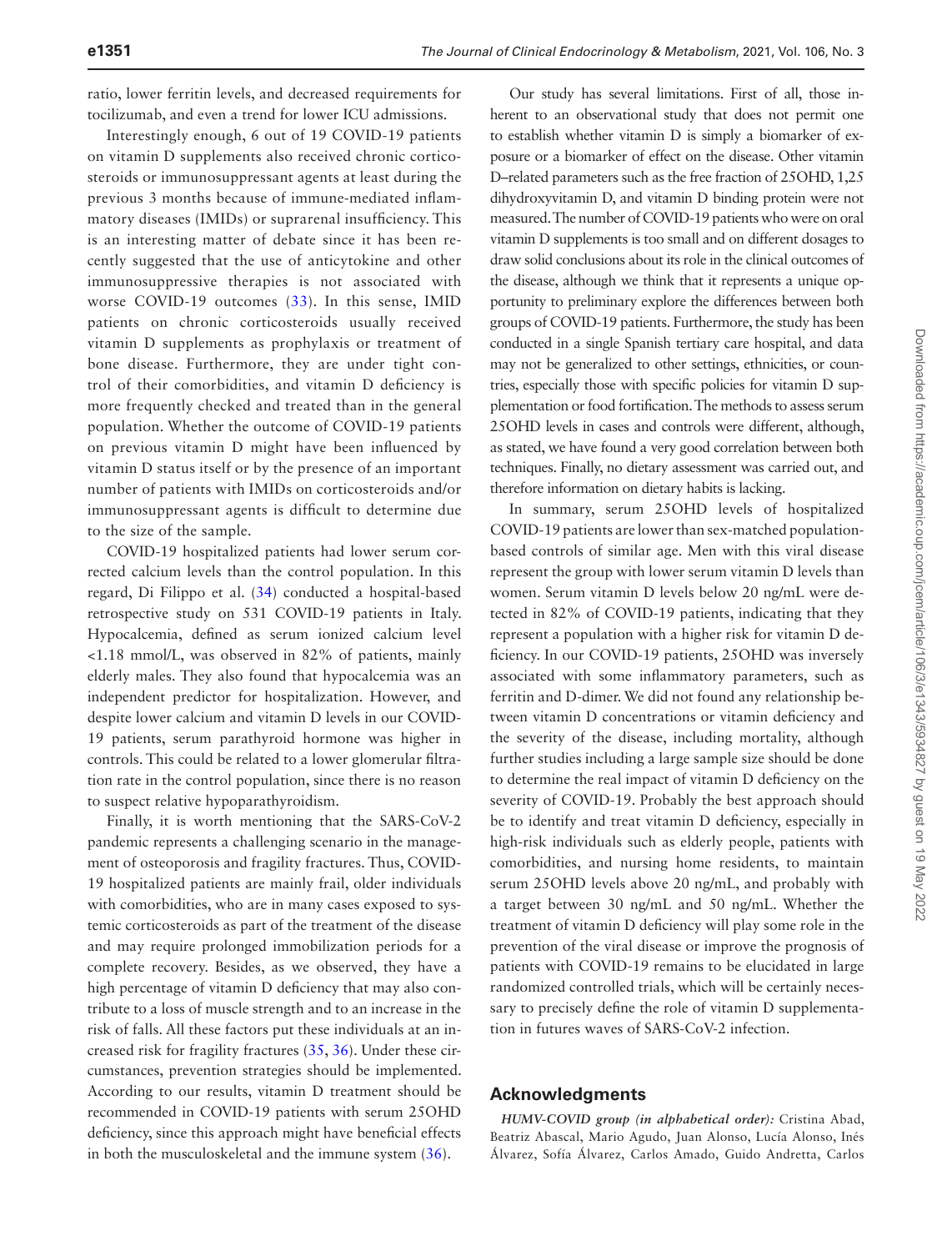ratio, lower ferritin levels, and decreased requirements for tocilizumab, and even a trend for lower ICU admissions.

Interestingly enough, 6 out of 19 COVID-19 patients on vitamin D supplements also received chronic corticosteroids or immunosuppressant agents at least during the previous 3 months because of immune-mediated inflammatory diseases (IMIDs) or suprarenal insufficiency. This is an interesting matter of debate since it has been recently suggested that the use of anticytokine and other immunosuppressive therapies is not associated with worse COVID-19 outcomes (33). In this sense, IMID patients on chronic corticosteroids usually received vitamin D supplements as prophylaxis or treatment of bone disease. Furthermore, they are under tight control of their comorbidities, and vitamin D deficiency is more frequently checked and treated than in the general population. Whether the outcome of COVID-19 patients on previous vitamin D might have been influenced by vitamin D status itself or by the presence of an important number of patients with IMIDs on corticosteroids and/or immunosuppressant agents is difficult to determine due to the size of the sample.

COVID-19 hospitalized patients had lower serum corrected calcium levels than the control population. In this regard, Di Filippo et al. (34) conducted a hospital-based retrospective study on 531 COVID-19 patients in Italy. Hypocalcemia, defined as serum ionized calcium level <1.18 mmol/L, was observed in 82% of patients, mainly elderly males. They also found that hypocalcemia was an independent predictor for hospitalization. However, and despite lower calcium and vitamin D levels in our COVID-19 patients, serum parathyroid hormone was higher in controls. This could be related to a lower glomerular filtration rate in the control population, since there is no reason to suspect relative hypoparathyroidism.

Finally, it is worth mentioning that the SARS-CoV-2 pandemic represents a challenging scenario in the management of osteoporosis and fragility fractures. Thus, COVID-19 hospitalized patients are mainly frail, older individuals with comorbidities, who are in many cases exposed to systemic corticosteroids as part of the treatment of the disease and may require prolonged immobilization periods for a complete recovery. Besides, as we observed, they have a high percentage of vitamin D deficiency that may also contribute to a loss of muscle strength and to an increase in the risk of falls. All these factors put these individuals at an increased risk for fragility fractures (35, 36). Under these circumstances, prevention strategies should be implemented. According to our results, vitamin D treatment should be recommended in COVID-19 patients with serum 25OHD deficiency, since this approach might have beneficial effects in both the musculoskeletal and the immune system (36).

Our study has several limitations. First of all, those inherent to an observational study that does not permit one to establish whether vitamin D is simply a biomarker of exposure or a biomarker of effect on the disease. Other vitamin D–related parameters such as the free fraction of 25OHD, 1,25 dihydroxyvitamin D, and vitamin D binding protein were not measured. The number of COVID-19 patients who were on oral vitamin D supplements is too small and on different dosages to draw solid conclusions about its role in the clinical outcomes of the disease, although we think that it represents a unique opportunity to preliminary explore the differences between both groups of COVID-19 patients. Furthermore, the study has been conducted in a single Spanish tertiary care hospital, and data may not be generalized to other settings, ethnicities, or countries, especially those with specific policies for vitamin D supplementation or food fortification. The methods to assess serum 25OHD levels in cases and controls were different, although, as stated, we have found a very good correlation between both techniques. Finally, no dietary assessment was carried out, and therefore information on dietary habits is lacking.

In summary, serum 25OHD levels of hospitalized COVID-19 patients are lower than sex-matched population-based controls of similar age. Men with this viral disease represent the group with lower serum vitamin D levels than women. Serum vitamin D levels below 20 ng/mL were detected in 82% of COVID-19 patients, indicating that they represent a population with a higher risk for vitamin D deficiency. In our COVID-19 patients, 25OHD was inversely associated with some inflammatory parameters, such as ferritin and D-dimer. We did not found any relationship between vitamin D concentrations or vitamin deficiency and the severity of the disease, including mortality, although further studies including a large sample size should be done to determine the real impact of vitamin D deficiency on the severity of COVID-19. Probably the best approach should be to identify and treat vitamin D deficiency, especially in high-risk individuals such as elderly people, patients with comorbidities, and nursing home residents, to maintain serum 25OHD levels above 20 ng/mL, and probably with a target between 30 ng/mL and 50 ng/mL. Whether the treatment of vitamin D deficiency will play some role in the prevention of the viral disease or improve the prognosis of patients with COVID-19 remains to be elucidated in large randomized controlled trials, which will be certainly necessary to precisely define the role of vitamin D supplementation in futures waves of SARS-CoV-2 infection.

## Acknowledgments

***HUMV-COVID group (in alphabetical order):*** Cristina Abad, Beatriz Abascal, Mario Agudo, Juan Alonso, Lucía Alonso, Inés Álvarez, Sofía Álvarez, Carlos Amado, Guido Andretta, Carlos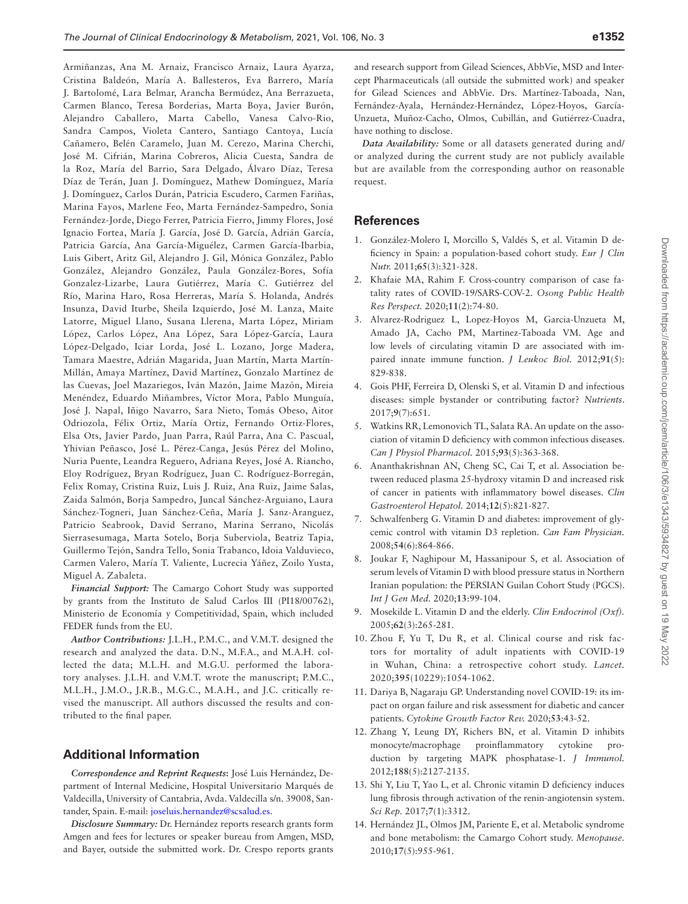Armiñanzas, Ana M. Arnaiz, Francisco Arnaiz, Laura Ayarza, Cristina Baldeón, María A. Ballesteros, Eva Barrero, María J. Bartolomé, Lara Belmar, Arancha Bermúdez, Ana Berrazueta, Carmen Blanco, Teresa Borderias, Marta Boya, Javier Burón, Alejandro Caballero, Marta Cabello, Vanesa Calvo-Rio, Sandra Campos, Violeta Cantero, Santiago Cantoya, Lucía Cañamero, Belén Caramelo, Juan M. Cerezo, Marina Cherchi, José M. Cifrián, Marina Cobreros, Alicia Cuesta, Sandra de la Roz, María del Barrio, Sara Delgado, Álvaro Díaz, Teresa Díaz de Terán, Juan J. Domínguez, Mathew Domínguez, María J. Domínguez, Carlos Durán, Patricia Escudero, Carmen Fariñas, Marina Fayos, Marlene Feo, Marta Fernández-Sampedro, Sonia Fernández-Jorde, Diego Ferrer, Patricia Fierro, Jimmy Flores, José Ignacio Fortea, María J. García, José D. García, Adrián García, Patricia García, Ana García-Miguélez, Carmen García-Ibarbia, Luis Gibert, Aritz Gil, Alejandro J. Gil, Mónica González, Pablo González, Alejandro González, Paula González-Bores, Sofía Gonzalez-Lizarbe, Laura Gutiérrez, María C. Gutiérrez del Río, Marina Haro, Rosa Herreras, María S. Holanda, Andrés Insunza, David Iturbe, Sheila Izquierdo, José M. Lanza, Maite Latorre, Miguel Llano, Susana Llerena, Marta López, Miriam López, Carlos López, Ana López, Sara López-García, Laura López-Delgado, Iciar Lorda, José L. Lozano, Jorge Madera, Tamara Maestre, Adrián Magarida, Juan Martín, Marta Martín-Millán, Amaya Martínez, David Martínez, Gonzalo Martínez de las Cuevas, Joel Mazariegos, Iván Mazón, Jaime Mazón, Mireia Menéndez, Eduardo Miñambres, Víctor Mora, Pablo Munguía, José J. Napal, Iñigo Navarro, Sara Nieto, Tomás Obeso, Aitor Odriozola, Félix Ortiz, María Ortiz, Fernando Ortiz-Flores, Elsa Ots, Javier Pardo, Juan Parra, Raúl Parra, Ana C. Pascual, Yhivian Peñasco, José L. Pérez-Canga, Jesús Pérez del Molino, Nuria Puente, Leandra Reguero, Adriana Reyes, José A. Riancho, Eloy Rodríguez, Bryan Rodríguez, Juan C. Rodríguez-Borregán, Felix Romay, Cristina Ruiz, Luis J. Ruiz, Ana Ruiz, Jaime Salas, Zaida Salmón, Borja Sampedro, Juncal Sánchez-Arguiano, Laura Sánchez-Togneri, Juan Sánchez-Ceña, María J. Sanz-Aranguez, Patricio Seabrook, David Serrano, Marina Serrano, Nicolás Sierrasesumaga, Marta Sotelo, Borja Suberviola, Beatriz Tapia, Guillermo Tejón, Sandra Tello, Sonia Trabanco, Idoia Valduvieco, Carmen Valero, María T. Valiente, Lucrecia Yáñez, Zoilo Yusta, Miguel A. Zabaleta.

***Financial Support:*** The Camargo Cohort Study was supported by grants from the Instituto de Salud Carlos III (PI18/00762), Ministerio de Economía y Competitividad, Spain, which included FEDER funds from the EU.

***Author Contributions:*** J.L.H., P.M.C., and V.M.T. designed the research and analyzed the data. D.N., M.F.A., and M.A.H. collected the data; M.L.H. and M.G.U. performed the laboratory analyses. J.L.H. and V.M.T. wrote the manuscript; P.M.C., M.L.H., J.M.O., J.R.B., M.G.C., M.A.H., and J.C. critically revised the manuscript. All authors discussed the results and contributed to the final paper.

## Additional Information

***Correspondence and Reprint Requests*****:** José Luis Hernández, Department of Internal Medicine, Hospital Universitario Marqués de Valdecilla, University of Cantabria, Avda. Valdecilla s/n. 39008, Santander, Spain. E-mail: joseluis.hernandez@scsalud.es.

***Disclosure Summary:*** Dr. Hernández reports research grants form Amgen and fees for lectures or speaker bureau from Amgen, MSD, and Bayer, outside the submitted work. Dr. Crespo reports grants and research support from Gilead Sciences, AbbVie, MSD and Intercept Pharmaceuticals (all outside the submitted work) and speaker for Gilead Sciences and AbbVie. Drs. Martínez-Taboada, Nan, Fernández-Ayala, Hernández-Hernández, López-Hoyos, García-Unzueta, Muñoz-Cacho, Olmos, Cubillán, and Gutiérrez-Cuadra, have nothing to disclose.

***Data Availability:*** Some or all datasets generated during and/or analyzed during the current study are not publicly available but are available from the corresponding author on reasonable request.

## References

1. González-Molero I, Morcillo S, Valdés S, et al. Vitamin D deficiency in Spain: a population-based cohort study. *Eur J Clin Nutr.* 2011;**65**(3):321-328.
2. Khafaie MA, Rahim F. Cross-country comparison of case fatality rates of COVID-19/SARS-COV-2. *Osong Public Health Res Perspect.* 2020;**11**(2):74-80.
3. Alvarez-Rodriguez L, Lopez-Hoyos M, Garcia-Unzueta M, Amado JA, Cacho PM, Martinez-Taboada VM. Age and low levels of circulating vitamin D are associated with impaired innate immune function. *J Leukoc Biol.* 2012;**91**(5):829-838.
4. Gois PHF, Ferreira D, Olenski S, et al. Vitamin D and infectious diseases: simple bystander or contributing factor? *Nutrients.* 2017;**9**(7):651.
5. Watkins RR, Lemonovich TL, Salata RA. An update on the association of vitamin D deficiency with common infectious diseases. *Can J Physiol Pharmacol.* 2015;**93**(5):363-368.
6. Ananthakrishnan AN, Cheng SC, Cai T, et al. Association between reduced plasma 25-hydroxy vitamin D and increased risk of cancer in patients with inflammatory bowel diseases. *Clin Gastroenterol Hepatol.* 2014;**12**(5):821-827.
7. Schwalfenberg G. Vitamin D and diabetes: improvement of glycemic control with vitamin D3 repletion. *Can Fam Physician.* 2008;**54**(6):864-866.
8. Joukar F, Naghipour M, Hassanipour S, et al. Association of serum levels of Vitamin D with blood pressure status in Northern Iranian population: the PERSIAN Guilan Cohort Study (PGCS). *Int J Gen Med.* 2020;**13**:99-104.
9. Mosekilde L. Vitamin D and the elderly. *Clin Endocrinol (Oxf).* 2005;**62**(3):265-281.
10. Zhou F, Yu T, Du R, et al. Clinical course and risk factors for mortality of adult inpatients with COVID-19 in Wuhan, China: a retrospective cohort study. *Lancet.* 2020;**395**(10229):1054-1062.
11. Dariya B, Nagaraju GP. Understanding novel COVID-19: its impact on organ failure and risk assessment for diabetic and cancer patients. *Cytokine Growth Factor Rev.* 2020;**53**:43-52.
12. Zhang Y, Leung DY, Richers BN, et al. Vitamin D inhibits monocyte/macrophage proinflammatory cytokine production by targeting MAPK phosphatase-1. *J Immunol.* 2012;**188**(5):2127-2135.
13. Shi Y, Liu T, Yao L, et al. Chronic vitamin D deficiency induces lung fibrosis through activation of the renin-angiotensin system. *Sci Rep.* 2017;**7**(1):3312.
14. Hernández JL, Olmos JM, Pariente E, et al. Metabolic syndrome and bone metabolism: the Camargo Cohort study. *Menopause.* 2010;**17**(5):955-961.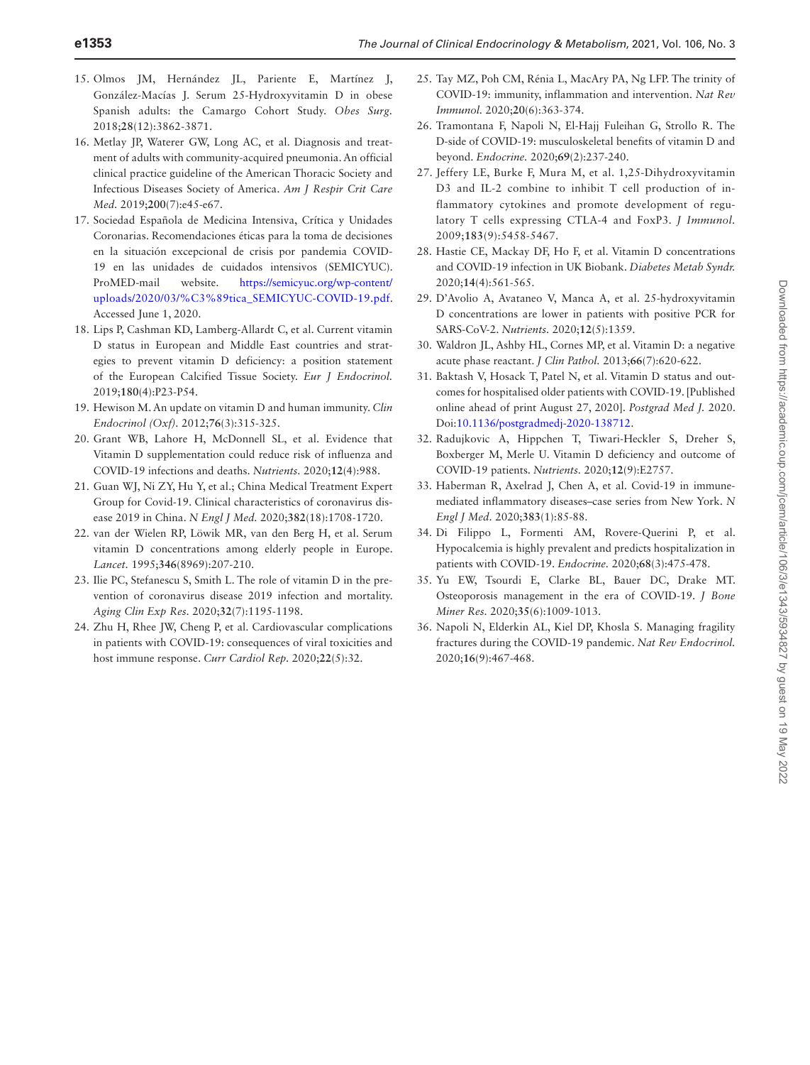15. Olmos JM, Hernández JL, Pariente E, Martínez J, González-Macías J. Serum 25-Hydroxyvitamin D in obese Spanish adults: the Camargo Cohort Study. *Obes Surg.* 2018;**28**(12):3862-3871.
16. Metlay JP, Waterer GW, Long AC, et al. Diagnosis and treatment of adults with community-acquired pneumonia. An official clinical practice guideline of the American Thoracic Society and Infectious Diseases Society of America. *Am J Respir Crit Care Med.* 2019;**200**(7):e45-e67.
17. Sociedad Española de Medicina Intensiva, Crítica y Unidades Coronarias. Recomendaciones éticas para la toma de decisiones en la situación excepcional de crisis por pandemia COVID-19 en las unidades de cuidados intensivos (SEMICYUC). ProMED-mail website. https://semicyuc.org/wp-content/uploads/2020/03/%C3%89tica_SEMICYUC-COVID-19.pdf. Accessed June 1, 2020.
18. Lips P, Cashman KD, Lamberg-Allardt C, et al. Current vitamin D status in European and Middle East countries and strategies to prevent vitamin D deficiency: a position statement of the European Calcified Tissue Society. *Eur J Endocrinol.* 2019;**180**(4):P23-P54.
19. Hewison M. An update on vitamin D and human immunity. *Clin Endocrinol (Oxf).* 2012;**76**(3):315-325.
20. Grant WB, Lahore H, McDonnell SL, et al. Evidence that Vitamin D supplementation could reduce risk of influenza and COVID-19 infections and deaths. *Nutrients.* 2020;**12**(4):988.
21. Guan WJ, Ni ZY, Hu Y, et al.; China Medical Treatment Expert Group for Covid-19. Clinical characteristics of coronavirus disease 2019 in China. *N Engl J Med.* 2020;**382**(18):1708-1720.
22. van der Wielen RP, Löwik MR, van den Berg H, et al. Serum vitamin D concentrations among elderly people in Europe. *Lancet.* 1995;**346**(8969):207-210.
23. Ilie PC, Stefanescu S, Smith L. The role of vitamin D in the prevention of coronavirus disease 2019 infection and mortality. *Aging Clin Exp Res.* 2020;**32**(7):1195-1198.
24. Zhu H, Rhee JW, Cheng P, et al. Cardiovascular complications in patients with COVID-19: consequences of viral toxicities and host immune response. *Curr Cardiol Rep.* 2020;**22**(5):32.
25. Tay MZ, Poh CM, Rénia L, MacAry PA, Ng LFP. The trinity of COVID-19: immunity, inflammation and intervention. *Nat Rev Immunol.* 2020;**20**(6):363-374.
26. Tramontana F, Napoli N, El-Hajj Fuleihan G, Strollo R. The D-side of COVID-19: musculoskeletal benefits of vitamin D and beyond. *Endocrine.* 2020;**69**(2):237-240.
27. Jeffery LE, Burke F, Mura M, et al. 1,25-Dihydroxyvitamin D3 and IL-2 combine to inhibit T cell production of inflammatory cytokines and promote development of regulatory T cells expressing CTLA-4 and FoxP3. *J Immunol.* 2009;**183**(9):5458-5467.
28. Hastie CE, Mackay DF, Ho F, et al. Vitamin D concentrations and COVID-19 infection in UK Biobank. *Diabetes Metab Syndr.* 2020;**14**(4):561-565.
29. D'Avolio A, Avataneo V, Manca A, et al. 25-hydroxyvitamin D concentrations are lower in patients with positive PCR for SARS-CoV-2. *Nutrients.* 2020;**12**(5):1359.
30. Waldron JL, Ashby HL, Cornes MP, et al. Vitamin D: a negative acute phase reactant. *J Clin Pathol.* 2013;**66**(7):620-622.
31. Baktash V, Hosack T, Patel N, et al. Vitamin D status and outcomes for hospitalised older patients with COVID-19. [Published online ahead of print August 27, 2020]. *Postgrad Med J.* 2020. Doi:10.1136/postgradmedj-2020-138712.
32. Radujkovic A, Hippchen T, Tiwari-Heckler S, Dreher S, Boxberger M, Merle U. Vitamin D deficiency and outcome of COVID-19 patients. *Nutrients.* 2020;**12**(9):E2757.
33. Haberman R, Axelrad J, Chen A, et al. Covid-19 in immune-mediated inflammatory diseases–case series from New York. *N Engl J Med.* 2020;**383**(1):85-88.
34. Di Filippo L, Formenti AM, Rovere-Querini P, et al. Hypocalcemia is highly prevalent and predicts hospitalization in patients with COVID-19. *Endocrine.* 2020;**68**(3):475-478.
35. Yu EW, Tsourdi E, Clarke BL, Bauer DC, Drake MT. Osteoporosis management in the era of COVID-19. *J Bone Miner Res.* 2020;**35**(6):1009-1013.
36. Napoli N, Elderkin AL, Kiel DP, Khosla S. Managing fragility fractures during the COVID-19 pandemic. *Nat Rev Endocrinol.* 2020;**16**(9):467-468.